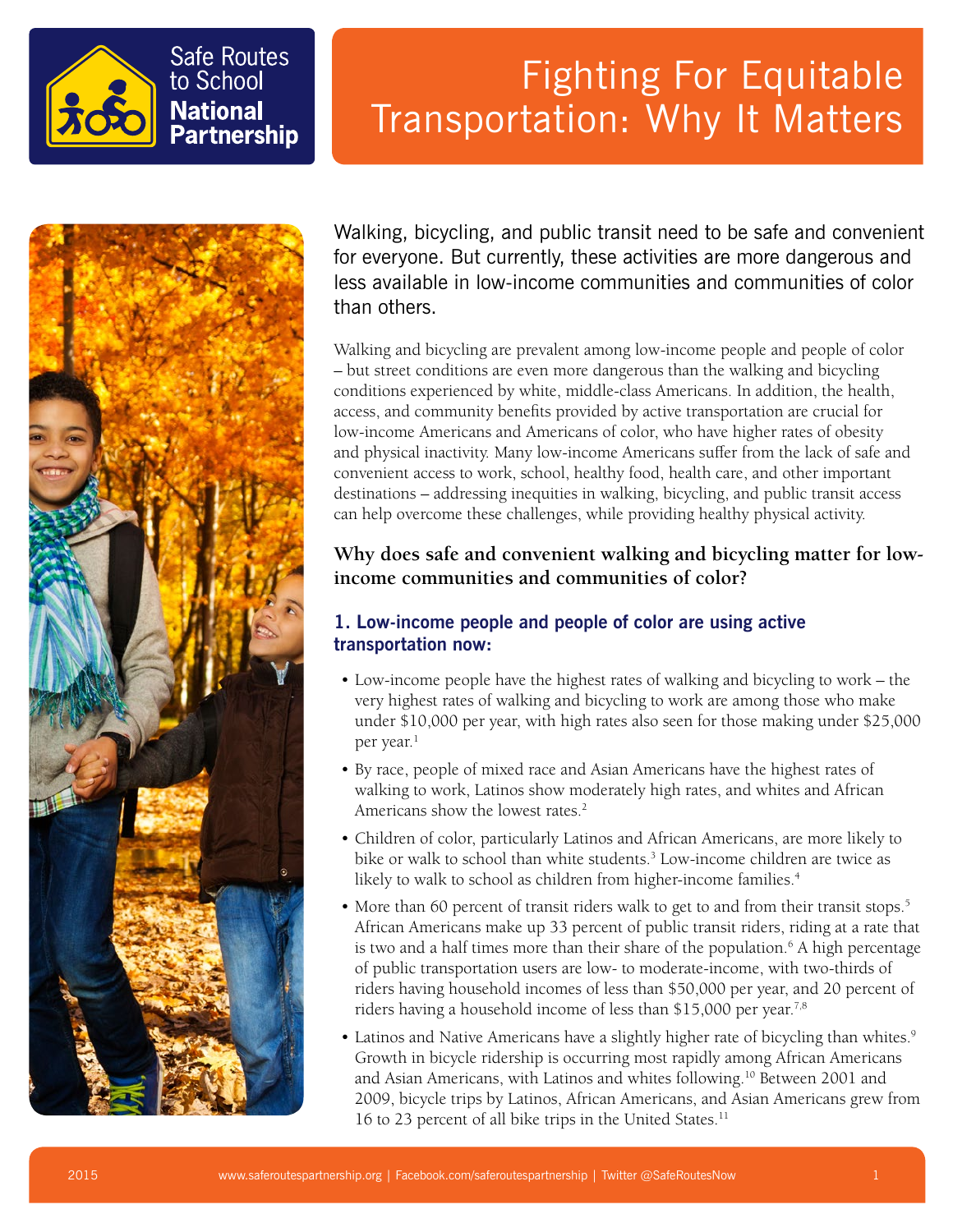Safe Routes to School **National Partnership**

# Fighting For Equitable Transportation: Why It Matters

Walking, bicycling, and public transit need to be safe and convenient for everyone. But currently, these activities are more dangerous and less available in low-income communities and communities of color than others.

Walking and bicycling are prevalent among low-income people and people of color – but street conditions are even more dangerous than the walking and bicycling conditions experienced by white, middle-class Americans. In addition, the health, access, and community benefits provided by active transportation are crucial for low-income Americans and Americans of color, who have higher rates of obesity and physical inactivity. Many low-income Americans suffer from the lack of safe and convenient access to work, school, healthy food, health care, and other important destinations – addressing inequities in walking, bicycling, and public transit access can help overcome these challenges, while providing healthy physical activity.

## Why does safe and convenient walking and bicycling matter for low-income communities and communities of color?

### 1. Low-income people and people of color are using active transportation now:

- Low-income people have the highest rates of walking and bicycling to work – the very highest rates of walking and bicycling to work are among those who make under $10,000 per year, with high rates also seen for those making under $25,000 per year.[1]
- By race, people of mixed race and Asian Americans have the highest rates of walking to work, Latinos show moderately high rates, and whites and African Americans show the lowest rates.[2]
- Children of color, particularly Latinos and African Americans, are more likely to bike or walk to school than white students.[3] Low-income children are twice as likely to walk to school as children from higher-income families.[4]
- More than 60 percent of transit riders walk to get to and from their transit stops.[5] African Americans make up 33 percent of public transit riders, riding at a rate that is two and a half times more than their share of the population.[6] A high percentage of public transportation users are low- to moderate-income, with two-thirds of riders having household incomes of less than $50,000 per year, and 20 percent of riders having a household income of less than $15,000 per year.[7,8]
- Latinos and Native Americans have a slightly higher rate of bicycling than whites.[9] Growth in bicycle ridership is occurring most rapidly among African Americans and Asian Americans, with Latinos and whites following.[10] Between 2001 and 2009, bicycle trips by Latinos, African Americans, and Asian Americans grew from 16 to 23 percent of all bike trips in the United States.[11]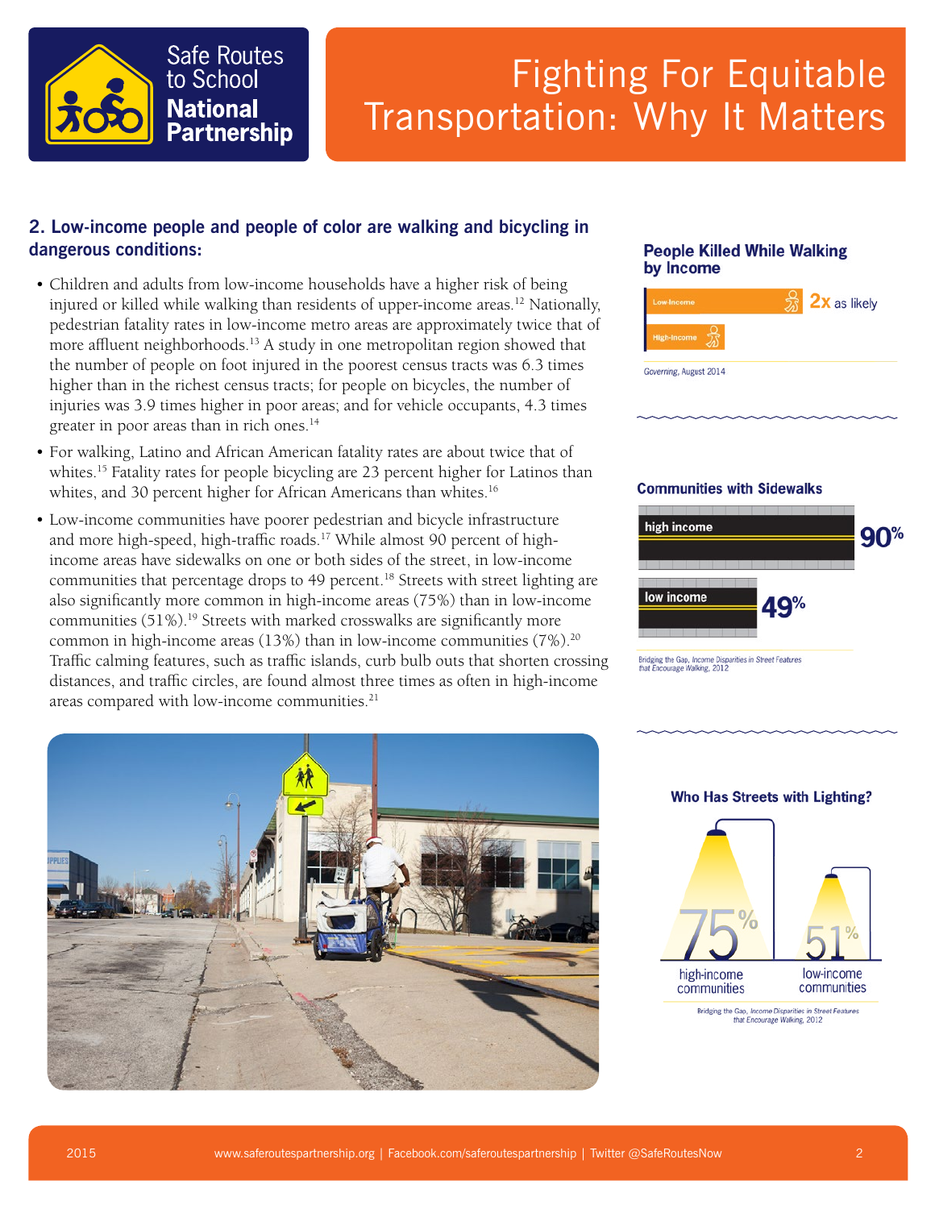# Fighting For Equitable Transportation: Why It Matters

## 2. Low-income people and people of color are walking and bicycling in dangerous conditions:

- Children and adults from low-income households have a higher risk of being injured or killed while walking than residents of upper-income areas.[12] Nationally, pedestrian fatality rates in low-income metro areas are approximately twice that of more affluent neighborhoods.[13] A study in one metropolitan region showed that the number of people on foot injured in the poorest census tracts was 6.3 times higher than in the richest census tracts; for people on bicycles, the number of injuries was 3.9 times higher in poor areas; and for vehicle occupants, 4.3 times greater in poor areas than in rich ones.[14]
- For walking, Latino and African American fatality rates are about twice that of whites.[15] Fatality rates for people bicycling are 23 percent higher for Latinos than whites, and 30 percent higher for African Americans than whites.[16]
- Low-income communities have poorer pedestrian and bicycle infrastructure and more high-speed, high-traffic roads.[17] While almost 90 percent of high-income areas have sidewalks on one or both sides of the street, in low-income communities that percentage drops to 49 percent.[18] Streets with street lighting are also significantly more common in high-income areas (75%) than in low-income communities (51%).[19] Streets with marked crosswalks are significantly more common in high-income areas (13%) than in low-income communities (7%).[20] Traffic calming features, such as traffic islands, curb bulb outs that shorten crossing distances, and traffic circles, are found almost three times as often in high-income areas compared with low-income communities.[21]

### People Killed While Walking by Income

Low-Income — 2x as likely

High-Income

*Governing*, August 2014

### Communities with Sidewalks

high income — 90%

low income — 49%

Bridging the Gap, *Income Disparities in Street Features that Encourage Walking*, 2012

### Who Has Streets with Lighting?

75% high-income communities

51% low-income communities

Bridging the Gap, *Income Disparities in Street Features that Encourage Walking*, 2012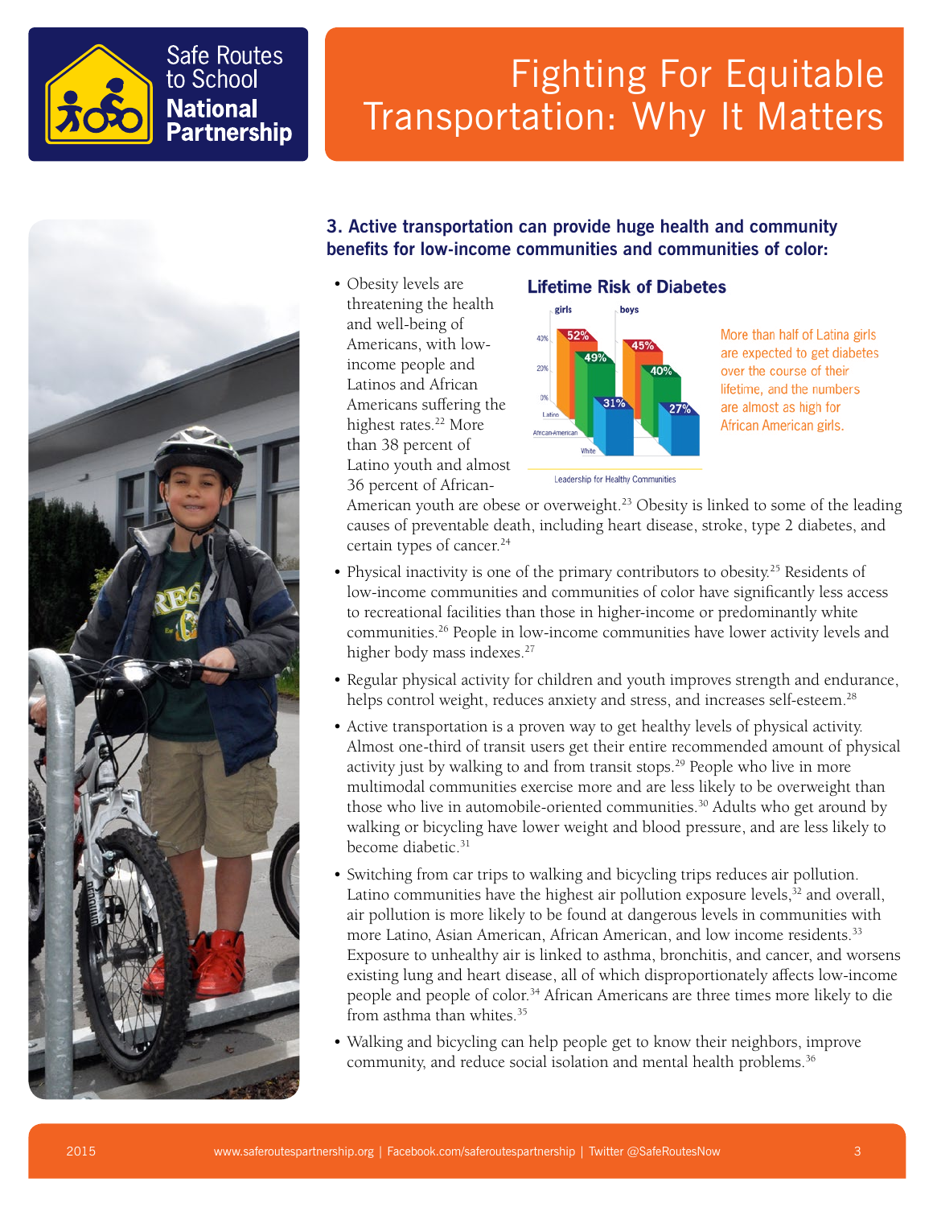# Fighting For Equitable Transportation: Why It Matters

### 3. Active transportation can provide huge health and community benefits for low-income communities and communities of color:

**Lifetime Risk of Diabetes**

More than half of Latina girls are expected to get diabetes over the course of their lifetime, and the numbers are almost as high for African American girls.

Leadership for Healthy Communities

- Obesity levels are threatening the health and well-being of Americans, with low-income people and Latinos and African Americans suffering the highest rates.[22] More than 38 percent of Latino youth and almost 36 percent of African-American youth are obese or overweight.[23] Obesity is linked to some of the leading causes of preventable death, including heart disease, stroke, type 2 diabetes, and certain types of cancer.[24]
- Physical inactivity is one of the primary contributors to obesity.[25] Residents of low-income communities and communities of color have significantly less access to recreational facilities than those in higher-income or predominantly white communities.[26] People in low-income communities have lower activity levels and higher body mass indexes.[27]
- Regular physical activity for children and youth improves strength and endurance, helps control weight, reduces anxiety and stress, and increases self-esteem.[28]
- Active transportation is a proven way to get healthy levels of physical activity. Almost one-third of transit users get their entire recommended amount of physical activity just by walking to and from transit stops.[29] People who live in more multimodal communities exercise more and are less likely to be overweight than those who live in automobile-oriented communities.[30] Adults who get around by walking or bicycling have lower weight and blood pressure, and are less likely to become diabetic.[31]
- Switching from car trips to walking and bicycling trips reduces air pollution. Latino communities have the highest air pollution exposure levels,[32] and overall, air pollution is more likely to be found at dangerous levels in communities with more Latino, Asian American, African American, and low income residents.[33] Exposure to unhealthy air is linked to asthma, bronchitis, and cancer, and worsens existing lung and heart disease, all of which disproportionately affects low-income people and people of color.[34] African Americans are three times more likely to die from asthma than whites.[35]
- Walking and bicycling can help people get to know their neighbors, improve community, and reduce social isolation and mental health problems.[36]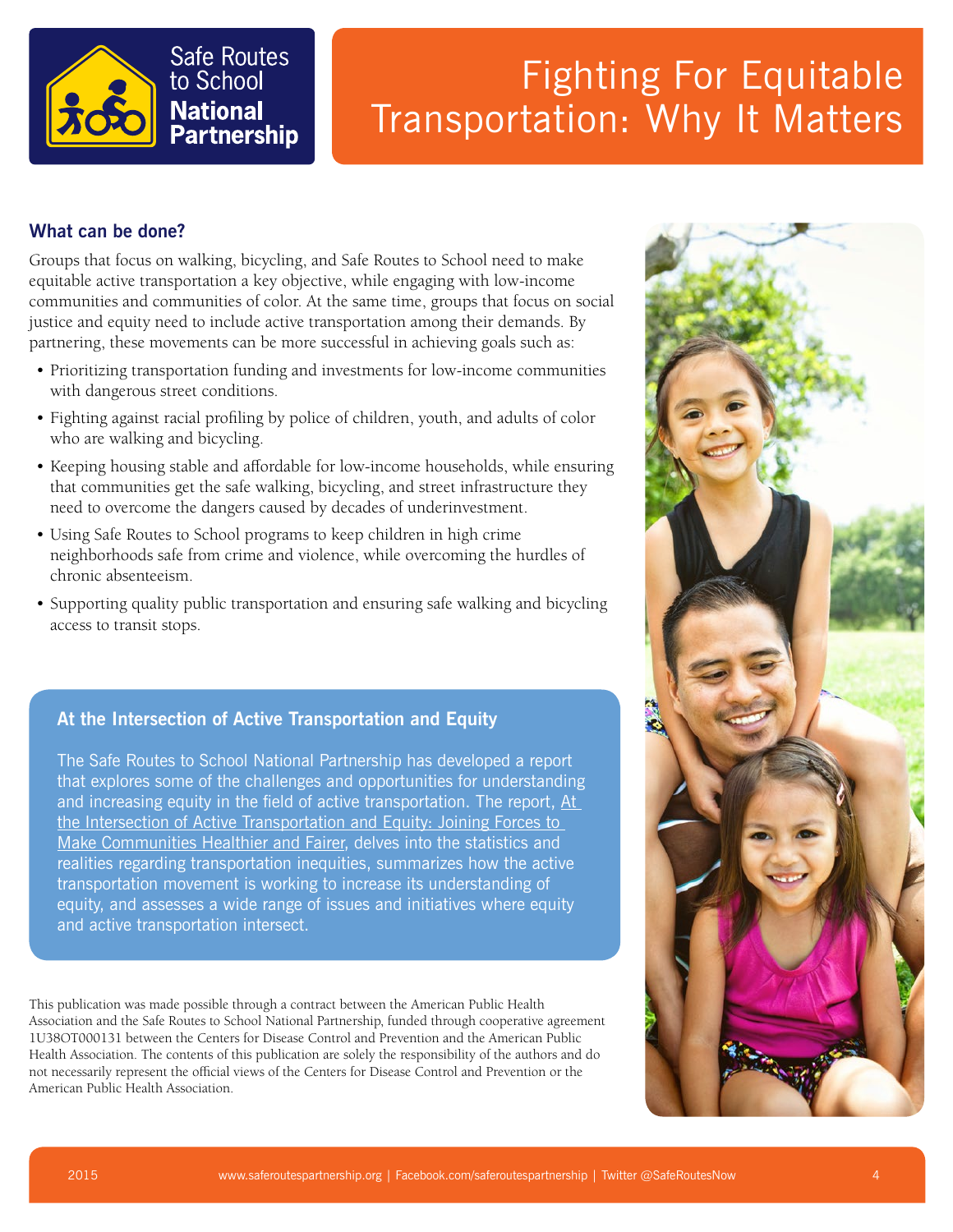# Fighting For Equitable Transportation: Why It Matters

## What can be done?

Groups that focus on walking, bicycling, and Safe Routes to School need to make equitable active transportation a key objective, while engaging with low-income communities and communities of color. At the same time, groups that focus on social justice and equity need to include active transportation among their demands. By partnering, these movements can be more successful in achieving goals such as:

- Prioritizing transportation funding and investments for low-income communities with dangerous street conditions.
- Fighting against racial profiling by police of children, youth, and adults of color who are walking and bicycling.
- Keeping housing stable and affordable for low-income households, while ensuring that communities get the safe walking, bicycling, and street infrastructure they need to overcome the dangers caused by decades of underinvestment.
- Using Safe Routes to School programs to keep children in high crime neighborhoods safe from crime and violence, while overcoming the hurdles of chronic absenteeism.
- Supporting quality public transportation and ensuring safe walking and bicycling access to transit stops.

### At the Intersection of Active Transportation and Equity

The Safe Routes to School National Partnership has developed a report that explores some of the challenges and opportunities for understanding and increasing equity in the field of active transportation. The report, At the Intersection of Active Transportation and Equity: Joining Forces to Make Communities Healthier and Fairer, delves into the statistics and realities regarding transportation inequities, summarizes how the active transportation movement is working to increase its understanding of equity, and assesses a wide range of issues and initiatives where equity and active transportation intersect.

This publication was made possible through a contract between the American Public Health Association and the Safe Routes to School National Partnership, funded through cooperative agreement 1U38OT000131 between the Centers for Disease Control and Prevention and the American Public Health Association. The contents of this publication are solely the responsibility of the authors and do not necessarily represent the official views of the Centers for Disease Control and Prevention or the American Public Health Association.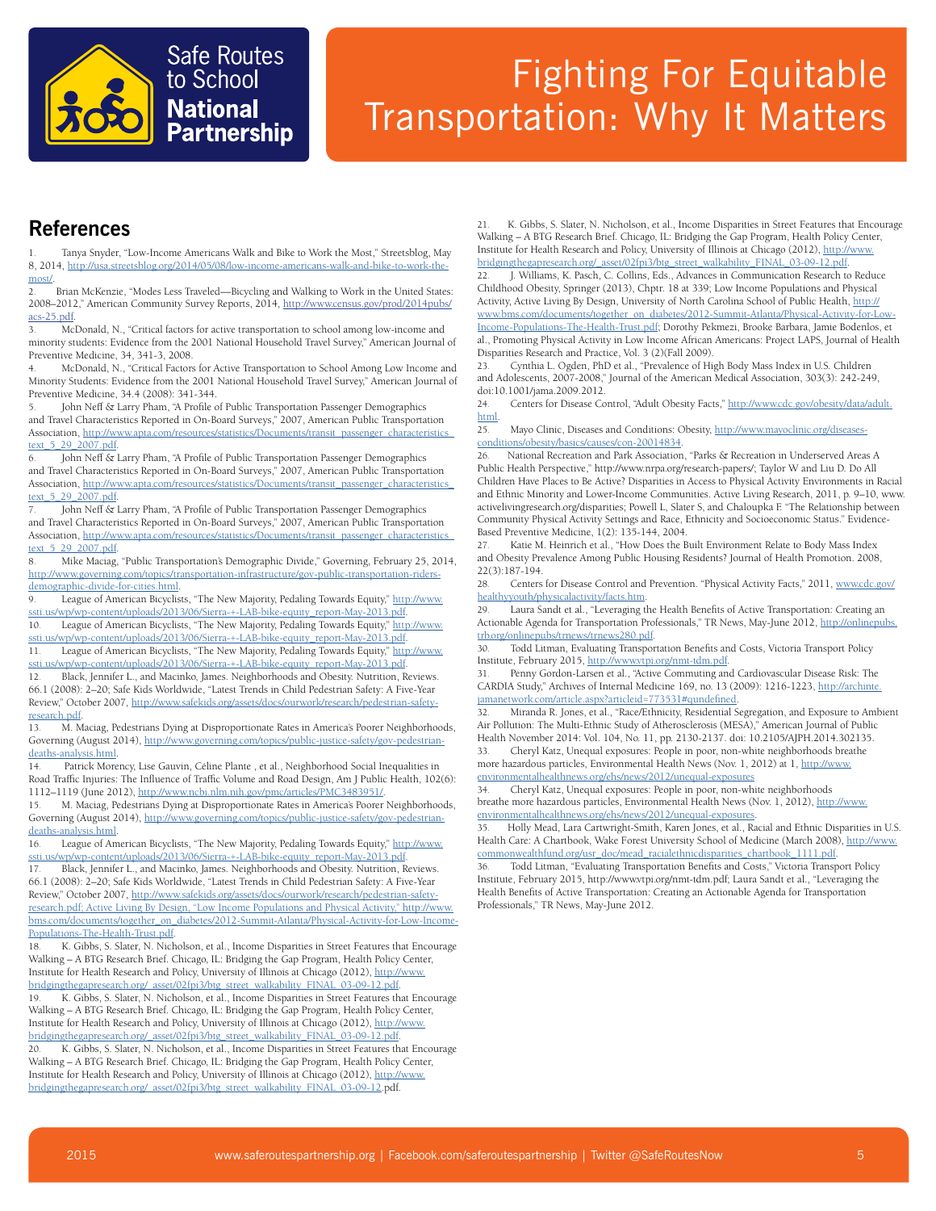## References

1. Tanya Snyder, "Low-Income Americans Walk and Bike to Work the Most," Streetsblog, May 8, 2014, http://usa.streetsblog.org/2014/05/08/low-income-americans-walk-and-bike-to-work-the-most/.
2. Brian McKenzie, "Modes Less Traveled—Bicycling and Walking to Work in the United States: 2008–2012," American Community Survey Reports, 2014, http://www.census.gov/prod/2014pubs/acs-25.pdf.
3. McDonald, N., "Critical factors for active transportation to school among low-income and minority students: Evidence from the 2001 National Household Travel Survey," American Journal of Preventive Medicine, 34, 341-3, 2008.
4. McDonald, N., "Critical Factors for Active Transportation to School Among Low Income and Minority Students: Evidence from the 2001 National Household Travel Survey," American Journal of Preventive Medicine, 34.4 (2008): 341-344.
5. John Neff & Larry Pham, "A Profile of Public Transportation Passenger Demographics and Travel Characteristics Reported in On-Board Surveys," 2007, American Public Transportation Association, http://www.apta.com/resources/statistics/Documents/transit_passenger_characteristics_text_5_29_2007.pdf.
6. John Neff & Larry Pham, "A Profile of Public Transportation Passenger Demographics and Travel Characteristics Reported in On-Board Surveys," 2007, American Public Transportation Association, http://www.apta.com/resources/statistics/Documents/transit_passenger_characteristics_text_5_29_2007.pdf.
7. John Neff & Larry Pham, "A Profile of Public Transportation Passenger Demographics and Travel Characteristics Reported in On-Board Surveys," 2007, American Public Transportation Association, http://www.apta.com/resources/statistics/Documents/transit_passenger_characteristics_text_5_29_2007.pdf.
8. Mike Maciag, "Public Transportation's Demographic Divide," Governing, February 25, 2014, http://www.governing.com/topics/transportation-infrastructure/gov-public-transportation-riders-demographic-divide-for-cities.html.
9. League of American Bicyclists, "The New Majority, Pedaling Towards Equity," http://www.ssti.us/wp/wp-content/uploads/2013/06/Sierra-+-LAB-bike-equity_report-May-2013.pdf.
10. League of American Bicyclists, "The New Majority, Pedaling Towards Equity," http://www.ssti.us/wp/wp-content/uploads/2013/06/Sierra-+-LAB-bike-equity_report-May-2013.pdf.
11. League of American Bicyclists, "The New Majority, Pedaling Towards Equity," http://www.ssti.us/wp/wp-content/uploads/2013/06/Sierra-+-LAB-bike-equity_report-May-2013.pdf.
12. Black, Jennifer L., and Macinko, James. Neighborhoods and Obesity. Nutrition, Reviews. 66.1 (2008): 2–20; Safe Kids Worldwide, "Latest Trends in Child Pedestrian Safety: A Five-Year Review," October 2007, http://www.safekids.org/assets/docs/ourwork/research/pedestrian-safety-research.pdf.
13. M. Maciag, Pedestrians Dying at Disproportionate Rates in America's Poorer Neighborhoods, Governing (August 2014), http://www.governing.com/topics/public-justice-safety/gov-pedestrian-deaths-analysis.html.
14. Patrick Morency, Lise Gauvin, Céline Plante , et al., Neighborhood Social Inequalities in Road Traffic Injuries: The Influence of Traffic Volume and Road Design, Am J Public Health, 102(6): 1112–1119 (June 2012), http://www.ncbi.nlm.nih.gov/pmc/articles/PMC3483951/.
15. M. Maciag, Pedestrians Dying at Disproportionate Rates in America's Poorer Neighborhoods, Governing (August 2014), http://www.governing.com/topics/public-justice-safety/gov-pedestrian-deaths-analysis.html.
16. League of American Bicyclists, "The New Majority, Pedaling Towards Equity," http://www.ssti.us/wp/wp-content/uploads/2013/06/Sierra-+-LAB-bike-equity_report-May-2013.pdf.
17. Black, Jennifer L., and Macinko, James. Neighborhoods and Obesity. Nutrition, Reviews. 66.1 (2008): 2–20; Safe Kids Worldwide, "Latest Trends in Child Pedestrian Safety: A Five-Year Review," October 2007, http://www.safekids.org/assets/docs/ourwork/research/pedestrian-safety-research.pdf; Active Living By Design, "Low Income Populations and Physical Activity," http://www.bms.com/documents/together_on_diabetes/2012-Summit-Atlanta/Physical-Activity-for-Low-Income-Populations-The-Health-Trust.pdf.
18. K. Gibbs, S. Slater, N. Nicholson, et al., Income Disparities in Street Features that Encourage Walking – A BTG Research Brief. Chicago, IL: Bridging the Gap Program, Health Policy Center, Institute for Health Research and Policy, University of Illinois at Chicago (2012), http://www.bridgingthegapresearch.org/_asset/02fpi3/btg_street_walkability_FINAL_03-09-12.pdf.
19. K. Gibbs, S. Slater, N. Nicholson, et al., Income Disparities in Street Features that Encourage Walking – A BTG Research Brief. Chicago, IL: Bridging the Gap Program, Health Policy Center, Institute for Health Research and Policy, University of Illinois at Chicago (2012), http://www.bridgingthegapresearch.org/_asset/02fpi3/btg_street_walkability_FINAL_03-09-12.pdf.
20. K. Gibbs, S. Slater, N. Nicholson, et al., Income Disparities in Street Features that Encourage Walking – A BTG Research Brief. Chicago, IL: Bridging the Gap Program, Health Policy Center, Institute for Health Research and Policy, University of Illinois at Chicago (2012), http://www.bridgingthegapresearch.org/_asset/02fpi3/btg_street_walkability_FINAL_03-09-12.pdf.
21. K. Gibbs, S. Slater, N. Nicholson, et al., Income Disparities in Street Features that Encourage Walking – A BTG Research Brief. Chicago, IL: Bridging the Gap Program, Health Policy Center, Institute for Health Research and Policy, University of Illinois at Chicago (2012), http://www.bridgingthegapresearch.org/_asset/02fpi3/btg_street_walkability_FINAL_03-09-12.pdf.
22. J. Williams, K. Pasch, C. Collins, Eds., Advances in Communication Research to Reduce Childhood Obesity, Springer (2013), Chptr. 18 at 339; Low Income Populations and Physical Activity, Active Living By Design, University of North Carolina School of Public Health, http://www.bms.com/documents/together_on_diabetes/2012-Summit-Atlanta/Physical-Activity-for-Low-Income-Populations-The-Health-Trust.pdf; Dorothy Pekmezi, Brooke Barbara, Jamie Bodenlos, et al., Promoting Physical Activity in Low Income African Americans: Project LAPS, Journal of Health Disparities Research and Practice, Vol. 3 (2)(Fall 2009).
23. Cynthia L. Ogden, PhD et al., "Prevalence of High Body Mass Index in U.S. Children and Adolescents, 2007-2008," Journal of the American Medical Association, 303(3): 242-249, doi:10.1001/jama.2009.2012.
24. Centers for Disease Control, "Adult Obesity Facts," http://www.cdc.gov/obesity/data/adult.html.
25. Mayo Clinic, Diseases and Conditions: Obesity, http://www.mayoclinic.org/diseases-conditions/obesity/basics/causes/con-20014834.
26. National Recreation and Park Association, "Parks & Recreation in Underserved Areas A Public Health Perspective," http://www.nrpa.org/research-papers/; Taylor W and Liu D. Do All Children Have Places to Be Active? Disparities in Access to Physical Activity Environments in Racial and Ethnic Minority and Lower-Income Communities. Active Living Research, 2011, p. 9–10, www.activelivingresearch.org/disparities; Powell L, Slater S, and Chaloupka F. "The Relationship between Community Physical Activity Settings and Race, Ethnicity and Socioeconomic Status." Evidence-Based Preventive Medicine, 1(2): 135-144, 2004.
27. Katie M. Heinrich et al., "How Does the Built Environment Relate to Body Mass Index and Obesity Prevalence Among Public Housing Residents? Journal of Health Promotion. 2008, 22(3):187-194.
28. Centers for Disease Control and Prevention. "Physical Activity Facts," 2011, www.cdc.gov/healthyyouth/physicalactivity/facts.htm.
29. Laura Sandt et al., "Leveraging the Health Benefits of Active Transportation: Creating an Actionable Agenda for Transportation Professionals," TR News, May-June 2012, http://onlinepubs.trb.org/onlinepubs/trnews/trnews280.pdf.
30. Todd Litman, Evaluating Transportation Benefits and Costs, Victoria Transport Policy Institute, February 2015, http://wwwvtpi.org/nmt-tdm.pdf.
31. Penny Gordon-Larsen et al., "Active Commuting and Cardiovascular Disease Risk: The CARDIA Study," Archives of Internal Medicine 169, no. 13 (2009): 1216-1223, http://archinte.jamanetwork.com/article.aspx?articleid=773531#qundefined.
32. Miranda R. Jones, et al., "Race/Ethnicity, Residential Segregation, and Exposure to Ambient Air Pollution: The Multi-Ethnic Study of Atherosclerosis (MESA)," American Journal of Public Health November 2014: Vol. 104, No. 11, pp. 2130-2137. doi: 10.2105/AJPH.2014.302135.
33. Cheryl Katz, Unequal exposures: People in poor, non-white neighborhoods breathe more hazardous particles, Environmental Health News (Nov. 1, 2012) at 1, http://www.environmentalhealthnews.org/ehs/news/2012/unequal-exposures
34. Cheryl Katz, Unequal exposures: People in poor, non-white neighborhoods breathe more hazardous particles, Environmental Health News (Nov. 1, 2012), http://www.environmentalhealthnews.org/ehs/news/2012/unequal-exposures.
35. Holly Mead, Lara Cartwright-Smith, Karen Jones, et al., Racial and Ethnic Disparities in U.S. Health Care: A Chartbook, George Washington University School of Medicine (March 2008), http://www.commonwealthfund.org/usr_doc/mead_racialethnicdisparities_chartbook_1111.pdf.
36. Todd Litman, "Evaluating Transportation Benefits and Costs," Victoria Transport Policy Institute, February 2015, http://wwwvtpi.org/nmt-tdm.pdf; Laura Sandt et al., "Leveraging the Health Benefits of Active Transportation: Creating an Actionable Agenda for Transportation Professionals," TR News, May-June 2012.